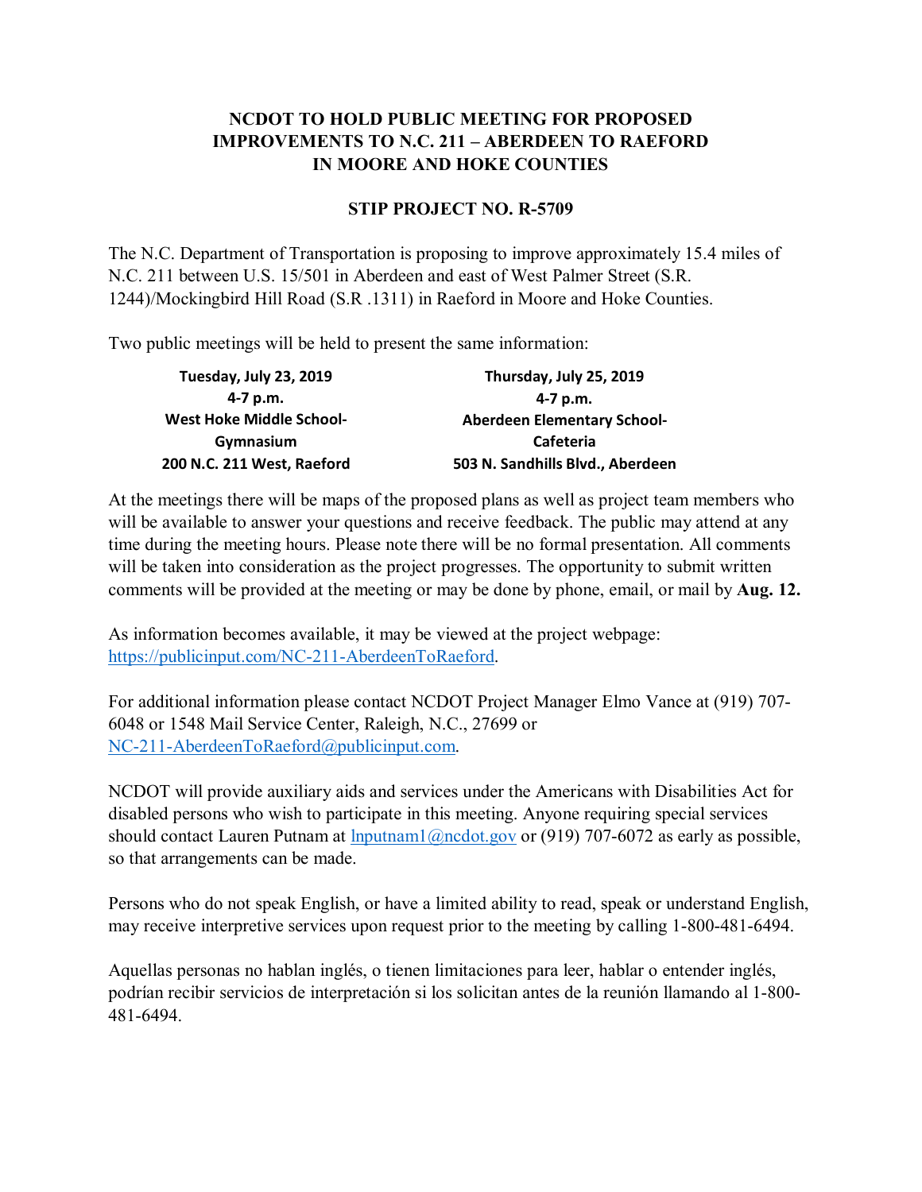# NCDOT TO HOLD PUBLIC MEETING FOR PROPOSED IMPROVEMENTS TO N.C. 211 – ABERDEEN TO RAEFORD IN MOORE AND HOKE COUNTIES

## STIP PROJECT NO. R-5709

The N.C. Department of Transportation is proposing to improve approximately 15.4 miles of N.C. 211 between U.S. 15/501 in Aberdeen and east of West Palmer Street (S.R. 1244)/Mockingbird Hill Road (S.R .1311) in Raeford in Moore and Hoke Counties.

Two public meetings will be held to present the same information:

| | |
|---|---|
| **Tuesday, July 23, 2019** | **Thursday, July 25, 2019** |
| **4-7 p.m.** | **4-7 p.m.** |
| **West Hoke Middle School-Gymnasium** | **Aberdeen Elementary School-Cafeteria** |
| **200 N.C. 211 West, Raeford** | **503 N. Sandhills Blvd., Aberdeen** |

At the meetings there will be maps of the proposed plans as well as project team members who will be available to answer your questions and receive feedback. The public may attend at any time during the meeting hours. Please note there will be no formal presentation. All comments will be taken into consideration as the project progresses. The opportunity to submit written comments will be provided at the meeting or may be done by phone, email, or mail by **Aug. 12.**

As information becomes available, it may be viewed at the project webpage: https://publicinput.com/NC-211-AberdeenToRaeford.

For additional information please contact NCDOT Project Manager Elmo Vance at (919) 707-6048 or 1548 Mail Service Center, Raleigh, N.C., 27699 or NC-211-AberdeenToRaeford@publicinput.com.

NCDOT will provide auxiliary aids and services under the Americans with Disabilities Act for disabled persons who wish to participate in this meeting. Anyone requiring special services should contact Lauren Putnam at lnputnam1@ncdot.gov or (919) 707-6072 as early as possible, so that arrangements can be made.

Persons who do not speak English, or have a limited ability to read, speak or understand English, may receive interpretive services upon request prior to the meeting by calling 1-800-481-6494.

Aquellas personas no hablan inglés, o tienen limitaciones para leer, hablar o entender inglés, podrían recibir servicios de interpretación si los solicitan antes de la reunión llamando al 1-800-481-6494.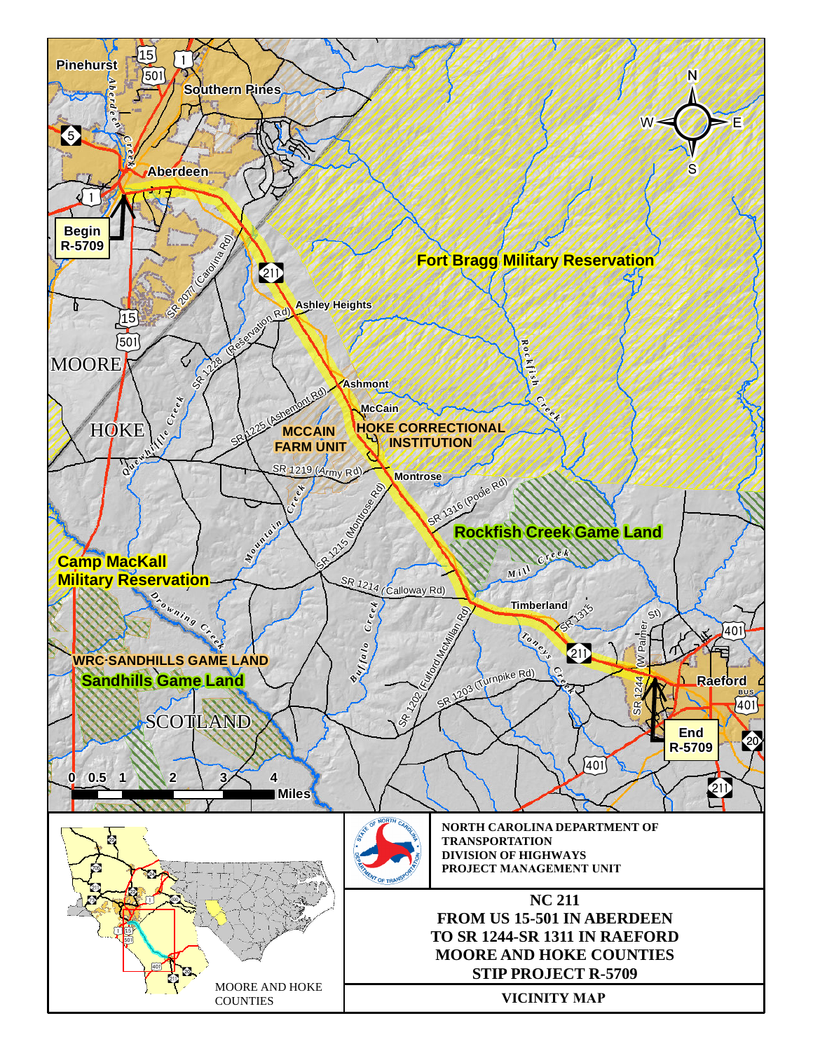Pinehurst

Southern Pines

Aberdeen

Begin R-5709

Fort Bragg Military Reservation

Ashley Heights

MOORE

HOKE

Ashmont

McCain

MCCAIN FARM UNIT

HOKE CORRECTIONAL INSTITUTION

Montrose

Rockfish Creek Game Land

Camp MacKall Military Reservation

Timberland

WRC-SANDHILLS GAME LAND

Sandhills Game Land

SCOTLAND

Raeford

End R-5709

0 0.5 1 2 3 4 Miles

MOORE AND HOKE COUNTIES

NORTH CAROLINA DEPARTMENT OF TRANSPORTATION
DIVISION OF HIGHWAYS
PROJECT MANAGEMENT UNIT

**NC 211**
**FROM US 15-501 IN ABERDEEN**
**TO SR 1244-SR 1311 IN RAEFORD**
**MOORE AND HOKE COUNTIES**
**STIP PROJECT R-5709**

**VICINITY MAP**